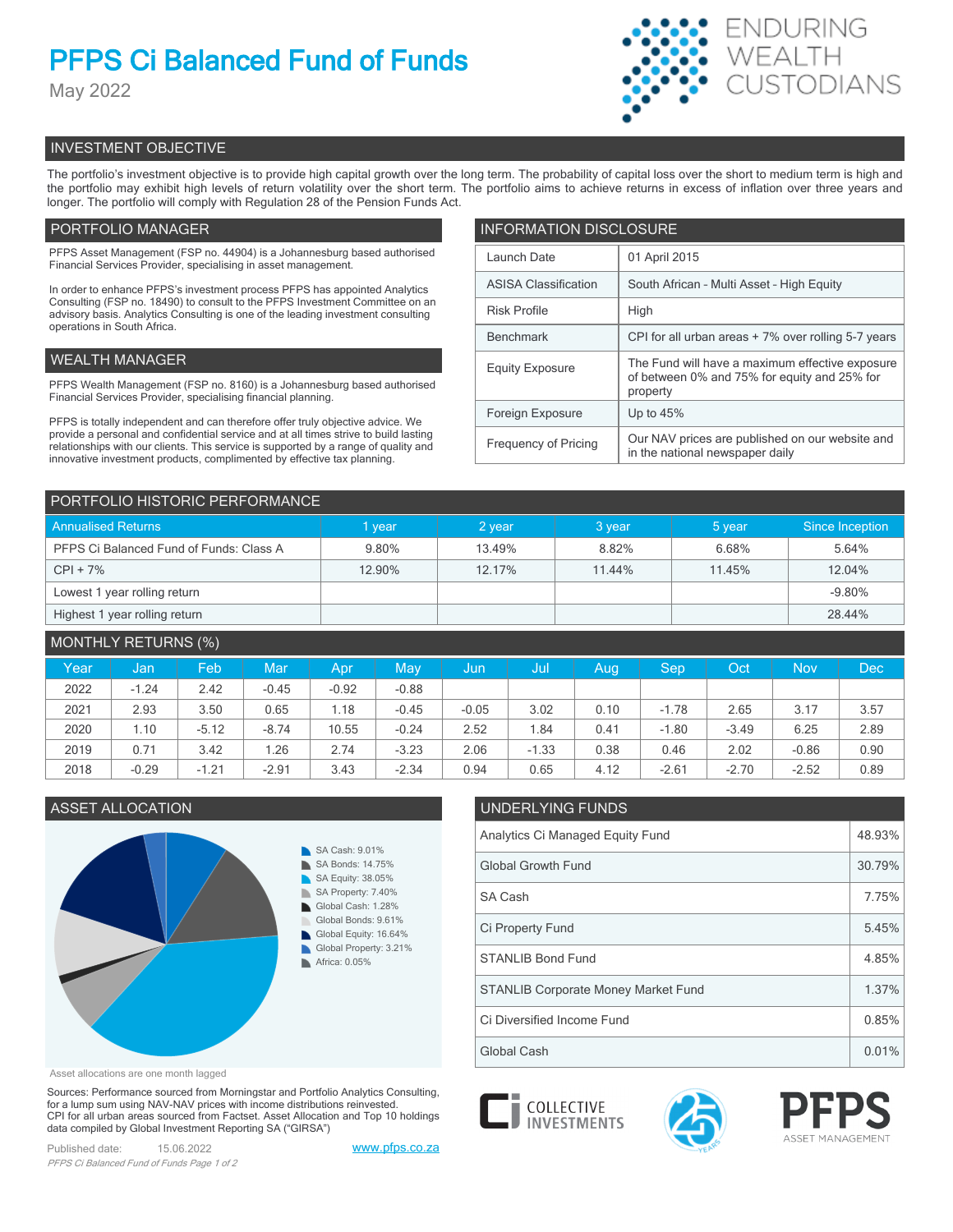# PFPS Ci Balanced Fund of Funds

May 2022

ENDURING WEALTH CUSTODIANS

## INVESTMENT OBJECTIVE

The portfolio's investment objective is to provide high capital growth over the long term. The probability of capital loss over the short to medium term is high and the portfolio may exhibit high levels of return volatility over the short term. The portfolio aims to achieve returns in excess of inflation over three years and longer. The portfolio will comply with Regulation 28 of the Pension Funds Act.

## PORTFOLIO MANAGER

PFPS Asset Management (FSP no. 44904) is a Johannesburg based authorised Financial Services Provider, specialising in asset management.

In order to enhance PFPS's investment process PFPS has appointed Analytics Consulting (FSP no. 18490) to consult to the PFPS Investment Committee on an advisory basis. Analytics Consulting is one of the leading investment consulting operations in South Africa.

## WEALTH MANAGER

PFPS Wealth Management (FSP no. 8160) is a Johannesburg based authorised Financial Services Provider, specialising financial planning.

PFPS is totally independent and can therefore offer truly objective advice. We provide a personal and confidential service and at all times strive to build lasting relationships with our clients. This service is supported by a range of quality and innovative investment products, complimented by effective tax planning.

## INFORMATION DISCLOSURE

| | |
|---|---|
| Launch Date | 01 April 2015 |
| ASISA Classification | South African - Multi Asset - High Equity |
| Risk Profile | High |
| Benchmark | CPI for all urban areas + 7% over rolling 5-7 years |
| Equity Exposure | The Fund will have a maximum effective exposure of between 0% and 75% for equity and 25% for property |
| Foreign Exposure | Up to 45% |
| Frequency of Pricing | Our NAV prices are published on our website and in the national newspaper daily |

## PORTFOLIO HISTORIC PERFORMANCE

| Annualised Returns | 1 year | 2 year | 3 year | 5 year | Since Inception |
|---|---|---|---|---|---|
| PFPS Ci Balanced Fund of Funds: Class A | 9.80% | 13.49% | 8.82% | 6.68% | 5.64% |
| CPI + 7% | 12.90% | 12.17% | 11.44% | 11.45% | 12.04% |
| Lowest 1 year rolling return | | | | | -9.80% |
| Highest 1 year rolling return | | | | | 28.44% |

## MONTHLY RETURNS (%)

| Year | Jan | Feb | Mar | Apr | May | Jun | Jul | Aug | Sep | Oct | Nov | Dec |
|---|---|---|---|---|---|---|---|---|---|---|---|---|
| 2022 | -1.24 | 2.42 | -0.45 | -0.92 | -0.88 | | | | | | | |
| 2021 | 2.93 | 3.50 | 0.65 | 1.18 | -0.45 | -0.05 | 3.02 | 0.10 | -1.78 | 2.65 | 3.17 | 3.57 |
| 2020 | 1.10 | -5.12 | -8.74 | 10.55 | -0.24 | 2.52 | 1.84 | 0.41 | -1.80 | -3.49 | 6.25 | 2.89 |
| 2019 | 0.71 | 3.42 | 1.26 | 2.74 | -3.23 | 2.06 | -1.33 | 0.38 | 0.46 | 2.02 | -0.86 | 0.90 |
| 2018 | -0.29 | -1.21 | -2.91 | 3.43 | -2.34 | 0.94 | 0.65 | 4.12 | -2.61 | -2.70 | -2.52 | 0.89 |

## ASSET ALLOCATION

- SA Cash: 9.01%
- SA Bonds: 14.75%
- SA Equity: 38.05%
- SA Property: 7.40%
- Global Cash: 1.28%
- Global Bonds: 9.61%
- Global Equity: 16.64%
- Global Property: 3.21%
- Africa: 0.05%

Asset allocations are one month lagged

## UNDERLYING FUNDS

| | |
|---|---|
| Analytics Ci Managed Equity Fund | 48.93% |
| Global Growth Fund | 30.79% |
| SA Cash | 7.75% |
| Ci Property Fund | 5.45% |
| STANLIB Bond Fund | 4.85% |
| STANLIB Corporate Money Market Fund | 1.37% |
| Ci Diversified Income Fund | 0.85% |
| Global Cash | 0.01% |

Sources: Performance sourced from Morningstar and Portfolio Analytics Consulting, for a lump sum using NAV-NAV prices with income distributions reinvested. CPI for all urban areas sourced from Factset. Asset Allocation and Top 10 holdings data compiled by Global Investment Reporting SA ("GIRSA")

Published date: 15.06.2022

www.pfps.co.za

COLLECTIVE INVESTMENTS

PFPS ASSET MANAGEMENT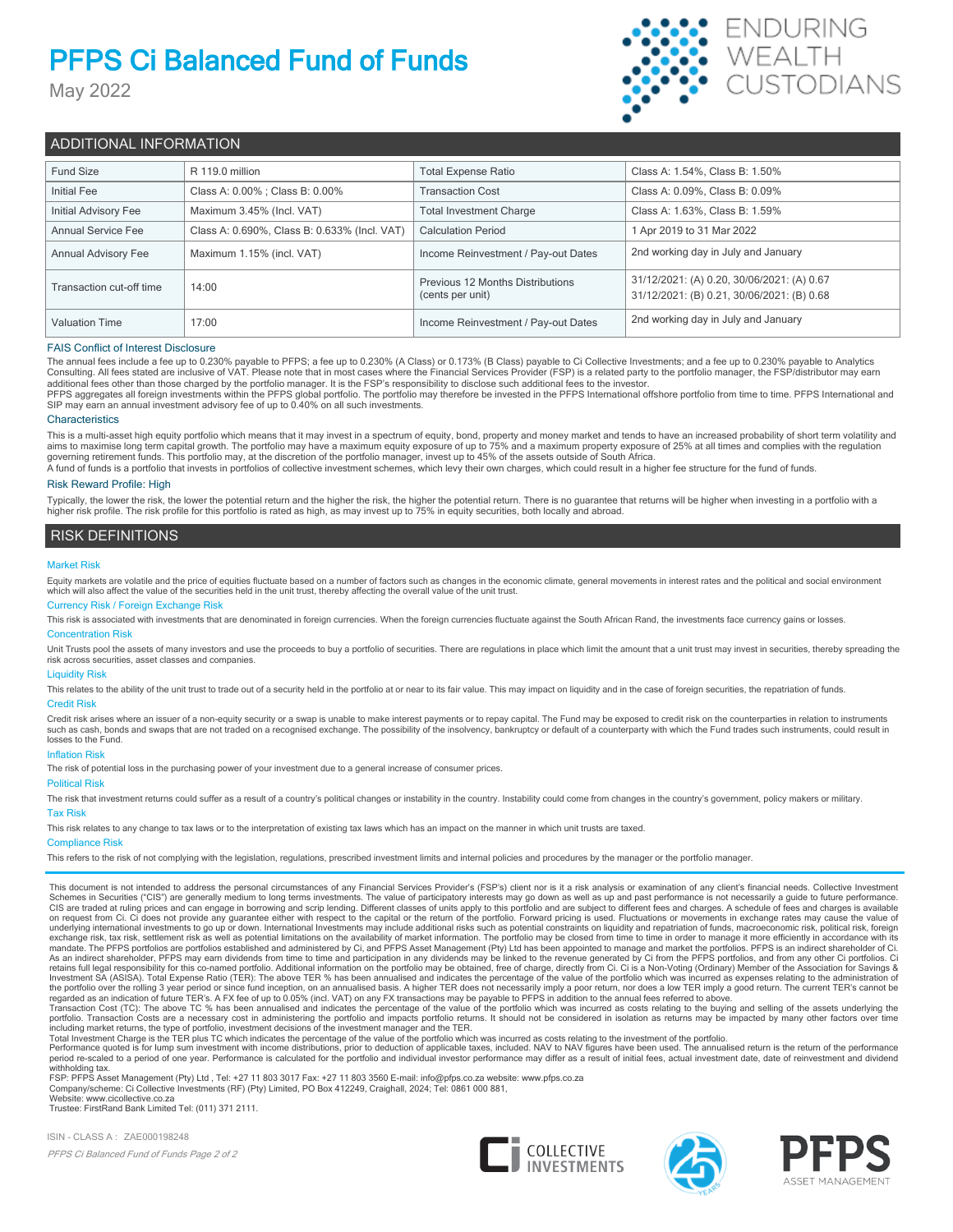# PFPS Ci Balanced Fund of Funds

May 2022

ENDURING WEALTH CUSTODIANS

## ADDITIONAL INFORMATION

| | | | |
|---|---|---|---|
| Fund Size | R 119.0 million | Total Expense Ratio | Class A: 1.54%, Class B: 1.50% |
| Initial Fee | Class A: 0.00% ; Class B: 0.00% | Transaction Cost | Class A: 0.09%, Class B: 0.09% |
| Initial Advisory Fee | Maximum 3.45% (Incl. VAT) | Total Investment Charge | Class A: 1.63%, Class B: 1.59% |
| Annual Service Fee | Class A: 0.690%, Class B: 0.633% (Incl. VAT) | Calculation Period | 1 Apr 2019 to 31 Mar 2022 |
| Annual Advisory Fee | Maximum 1.15% (incl. VAT) | Income Reinvestment / Pay-out Dates | 2nd working day in July and January |
| Transaction cut-off time | 14:00 | Previous 12 Months Distributions (cents per unit) | 31/12/2021: (A) 0.20, 30/06/2021: (A) 0.67<br>31/12/2021: (B) 0.21, 30/06/2021: (B) 0.68 |
| Valuation Time | 17:00 | Income Reinvestment / Pay-out Dates | 2nd working day in July and January |

### FAIS Conflict of Interest Disclosure

The annual fees include a fee up to 0.230% payable to PFPS; a fee up to 0.230% (A Class) or 0.173% (B Class) payable to Ci Collective Investments; and a fee up to 0.230% payable to Analytics Consulting. All fees stated are inclusive of VAT. Please note that in most cases where the Financial Services Provider (FSP) is a related party to the portfolio manager, the FSP/distributor may earn additional fees other than those charged by the portfolio manager. It is the FSP's responsibility to disclose such additional fees to the investor.
PFPS aggregates all foreign investments within the PFPS global portfolio. The portfolio may therefore be invested in the PFPS International offshore portfolio from time to time. PFPS International and SIP may earn an annual investment advisory fee of up to 0.40% on all such investments.

### Characteristics

This is a multi-asset high equity portfolio which means that it may invest in a spectrum of equity, bond, property and money market and tends to have an increased probability of short term volatility and aims to maximise long term capital growth. The portfolio may have a maximum equity exposure of up to 75% and a maximum property exposure of 25% at all times and complies with the regulation governing retirement funds. This portfolio may, at the discretion of the portfolio manager, invest up to 45% of the assets outside of South Africa.
A fund of funds is a portfolio that invests in portfolios of collective investment schemes, which levy their own charges, which could result in a higher fee structure for the fund of funds.

### Risk Reward Profile: High

Typically, the lower the risk, the lower the potential return and the higher the risk, the higher the potential return. There is no guarantee that returns will be higher when investing in a portfolio with a higher risk profile. The risk profile for this portfolio is rated as high, as may invest up to 75% in equity securities, both locally and abroad.

## RISK DEFINITIONS

### Market Risk

Equity markets are volatile and the price of equities fluctuate based on a number of factors such as changes in the economic climate, general movements in interest rates and the political and social environment which will also affect the value of the securities held in the unit trust, thereby affecting the overall value of the unit trust.

### Currency Risk / Foreign Exchange Risk

This risk is associated with investments that are denominated in foreign currencies. When the foreign currencies fluctuate against the South African Rand, the investments face currency gains or losses.

### Concentration Risk

Unit Trusts pool the assets of many investors and use the proceeds to buy a portfolio of securities. There are regulations in place which limit the amount that a unit trust may invest in securities, thereby spreading the risk across securities, asset classes and companies.

### Liquidity Risk

This relates to the ability of the unit trust to trade out of a security held in the portfolio at or near to its fair value. This may impact on liquidity and in the case of foreign securities, the repatriation of funds.

### Credit Risk

Credit risk arises where an issuer of a non-equity security or a swap is unable to make interest payments or to repay capital. The Fund may be exposed to credit risk on the counterparties in relation to instruments such as cash, bonds and swaps that are not traded on a recognised exchange. The possibility of the insolvency, bankruptcy or default of a counterparty with which the Fund trades such instruments, could result in losses to the Fund.

### Inflation Risk

The risk of potential loss in the purchasing power of your investment due to a general increase of consumer prices.

### Political Risk

The risk that investment returns could suffer as a result of a country's political changes or instability in the country. Instability could come from changes in the country's government, policy makers or military.

### Tax Risk

This risk relates to any change to tax laws or to the interpretation of existing tax laws which has an impact on the manner in which unit trusts are taxed.

### Compliance Risk

This refers to the risk of not complying with the legislation, regulations, prescribed investment limits and internal policies and procedures by the manager or the portfolio manager.

This document is not intended to address the personal circumstances of any Financial Services Provider's (FSP's) client nor is it a risk analysis or examination of any client's financial needs. Collective Investment Schemes in Securities ("CIS") are generally medium to long terms investments. The value of participatory interests may go down as well as up and past performance is not necessarily a guide to future performance. CIS are traded at ruling prices and can engage in borrowing and scrip lending. Different classes of units apply to this portfolio and are subject to different fees and charges. A schedule of fees and charges is available on request from Ci. Ci does not provide any guarantee either with respect to the capital or the return of the portfolio. Forward pricing is used. Fluctuations or movements in exchange rates may cause the value of underlying international investments to go up or down. International Investments may include additional risks such as potential constraints on liquidity and repatriation of funds, macroeconomic risk, political risk, foreign exchange risk, tax risk, settlement risk as well as potential limitations on the availability of market information. The portfolio may be closed from time to time in order to manage it more efficiently in accordance with its mandate. The PFPS portfolios are portfolios established and administered by Ci, and PFPS Asset Management (Pty) Ltd has been appointed to manage and market the portfolios. PFPS is an indirect shareholder of Ci. As an indirect shareholder, PFPS may earn dividends from time to time and participation in any dividends may be linked to the revenue generated by Ci from the PFPS portfolios, and from any other Ci portfolios. Ci retains full legal responsibility for this co-named portfolio. Additional information on the portfolio may be obtained, free of charge, directly from Ci. Ci is a Non-Voting (Ordinary) Member of the Association for Savings & Investment SA (ASISA). Total Expense Ratio (TER): The above TER % has been annualised and indicates the percentage of the value of the portfolio which was incurred as expenses relating to the administration of the portfolio over the rolling 3 year period or since fund inception, on an annualised basis. A higher TER does not necessarily imply a poor return, nor does a low TER imply a good return. The current TER's cannot be regarded as an indication of future TER's. A FX fee of up to 0.05% (incl. VAT) on any FX transactions may be payable to PFPS in addition to the annual fees referred to above.
Transaction Cost (TC): The above TC % has been annualised and indicates the percentage of the value of the portfolio which was incurred as costs relating to the buying and selling of the assets underlying the portfolio. Transaction Costs are a necessary cost in administering the portfolio and impacts portfolio returns. It should not be considered in isolation as returns may be impacted by many other factors over time including market returns, the type of portfolio, investment decisions of the investment manager and the TER.
Total Investment Charge is the TER plus TC which indicates the percentage of the value of the portfolio which was incurred as costs relating to the investment of the portfolio.
Performance quoted is for lump sum investment with income distributions, prior to deduction of applicable taxes, included. NAV to NAV figures have been used. The annualised return is the return of the performance period re-scaled to a period of one year. Performance is calculated for the portfolio and individual investor performance may differ as a result of initial fees, actual investment date, date of reinvestment and dividend withholding tax.
FSP: PFPS Asset Management (Pty) Ltd , Tel: +27 11 803 3017 Fax: +27 11 803 3560 E-mail: info@pfps.co.za website: www.pfps.co.za
Company/scheme: Ci Collective Investments (RF) (Pty) Limited, PO Box 412249, Craighall, 2024; Tel: 0861 000 881,
Website: www.cicollective.co.za
Trustee: FirstRand Bank Limited Tel: (011) 371 2111.

ISIN - CLASS A : ZAE000198248